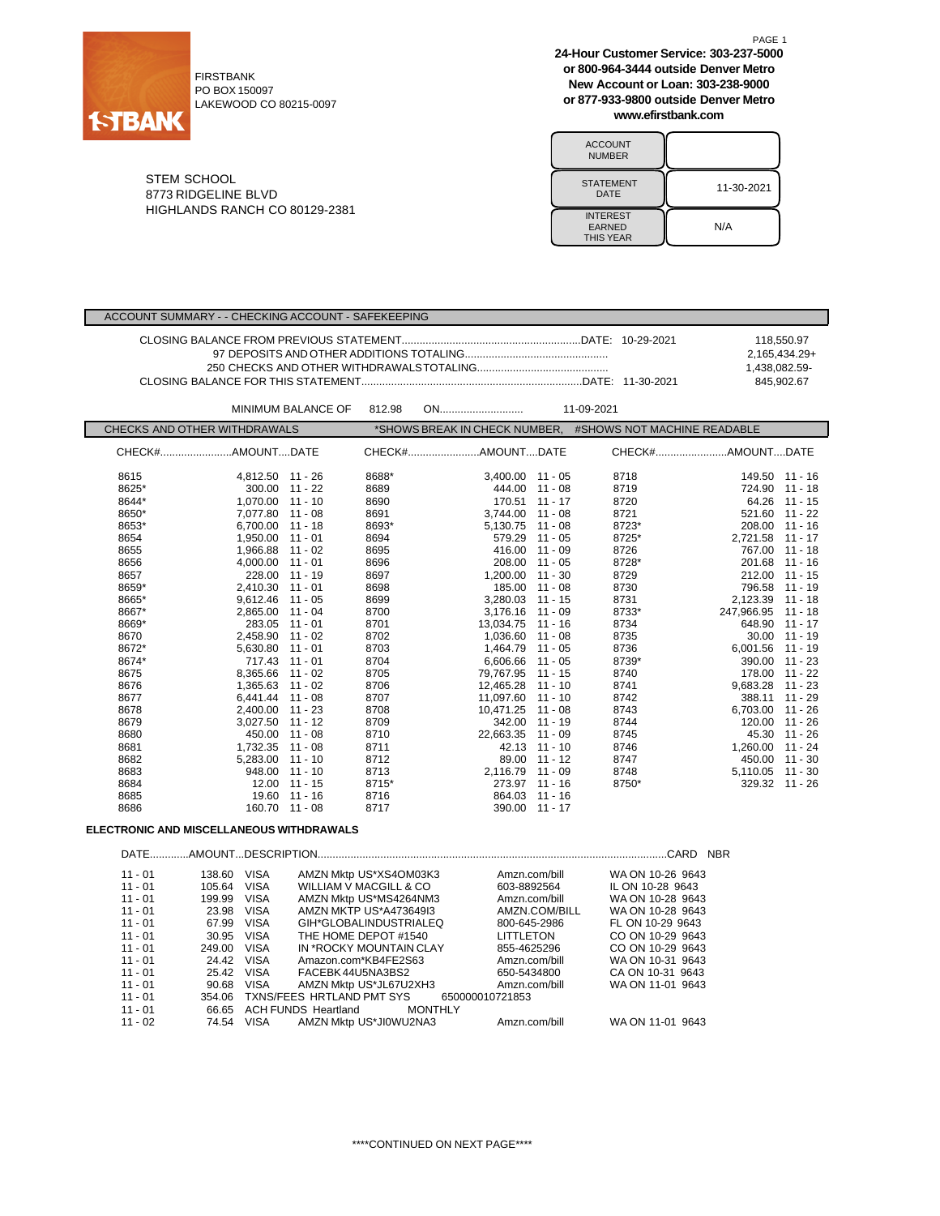FIRSTBANK
PO BOX 150097
LAKEWOOD CO 80215-0097

**24-Hour Customer Service: 303-237-5000**
**or 800-964-3444 outside Denver Metro**
**New Account or Loan: 303-238-9000**
**or 877-933-9800 outside Denver Metro**
**www.efirstbank.com**

STEM SCHOOL
8773 RIDGELINE BLVD
HIGHLANDS RANCH CO 80129-2381

| ACCOUNT NUMBER | |
|---|---|
| STATEMENT DATE | 11-30-2021 |
| INTEREST EARNED THIS YEAR | N/A |

## ACCOUNT SUMMARY - - CHECKING ACCOUNT - SAFEKEEPING

| | | |
|---|---|---|
| CLOSING BALANCE FROM PREVIOUS STATEMENT | DATE: 10-29-2021 | 118,550.97 |
| 97 DEPOSITS AND OTHER ADDITIONS TOTALING | | 2,165,434.29+ |
| 250 CHECKS AND OTHER WITHDRAWALS TOTALING | | 1,438,082.59- |
| CLOSING BALANCE FOR THIS STATEMENT | DATE: 11-30-2021 | 845,902.67 |

MINIMUM BALANCE OF 812.98 ON............................ 11-09-2021

## CHECKS AND OTHER WITHDRAWALS

*SHOWS BREAK IN CHECK NUMBER, #SHOWS NOT MACHINE READABLE

| CHECK# | AMOUNT | DATE | CHECK# | AMOUNT | DATE | CHECK# | AMOUNT | DATE |
|---|---|---|---|---|---|---|---|---|
| 8615 | 4,812.50 | 11 - 26 | 8688* | 3,400.00 | 11 - 05 | 8718 | 149.50 | 11 - 16 |
| 8625* | 300.00 | 11 - 22 | 8689 | 444.00 | 11 - 08 | 8719 | 724.90 | 11 - 18 |
| 8644* | 1,070.00 | 11 - 10 | 8690 | 170.51 | 11 - 17 | 8720 | 64.26 | 11 - 15 |
| 8650* | 7,077.80 | 11 - 08 | 8691 | 3,744.00 | 11 - 08 | 8721 | 521.60 | 11 - 22 |
| 8653* | 6,700.00 | 11 - 18 | 8693* | 5,130.75 | 11 - 08 | 8723* | 208.00 | 11 - 16 |
| 8654 | 1,950.00 | 11 - 01 | 8694 | 579.29 | 11 - 05 | 8725* | 2,721.58 | 11 - 17 |
| 8655 | 1,966.88 | 11 - 02 | 8695 | 416.00 | 11 - 09 | 8726 | 767.00 | 11 - 18 |
| 8656 | 4,000.00 | 11 - 01 | 8696 | 208.00 | 11 - 05 | 8728* | 201.68 | 11 - 16 |
| 8657 | 228.00 | 11 - 19 | 8697 | 1,200.00 | 11 - 30 | 8729 | 212.00 | 11 - 15 |
| 8659* | 2,410.30 | 11 - 01 | 8698 | 185.00 | 11 - 08 | 8730 | 796.58 | 11 - 19 |
| 8665* | 9,612.46 | 11 - 05 | 8699 | 3,280.03 | 11 - 15 | 8731 | 2,123.39 | 11 - 18 |
| 8667* | 2,865.00 | 11 - 04 | 8700 | 3,176.16 | 11 - 09 | 8733* | 247,966.95 | 11 - 18 |
| 8669* | 283.05 | 11 - 01 | 8701 | 13,034.75 | 11 - 16 | 8734 | 648.90 | 11 - 17 |
| 8670 | 2,458.90 | 11 - 02 | 8702 | 1,036.60 | 11 - 08 | 8735 | 30.00 | 11 - 19 |
| 8672* | 5,630.80 | 11 - 01 | 8703 | 1,464.79 | 11 - 05 | 8736 | 6,001.56 | 11 - 19 |
| 8674* | 717.43 | 11 - 01 | 8704 | 6,606.66 | 11 - 05 | 8739* | 390.00 | 11 - 23 |
| 8675 | 8,365.66 | 11 - 02 | 8705 | 79,767.95 | 11 - 15 | 8740 | 178.00 | 11 - 22 |
| 8676 | 1,365.63 | 11 - 02 | 8706 | 12,465.28 | 11 - 10 | 8741 | 9,683.28 | 11 - 23 |
| 8677 | 6,441.44 | 11 - 08 | 8707 | 11,097.60 | 11 - 10 | 8742 | 388.11 | 11 - 29 |
| 8678 | 2,400.00 | 11 - 23 | 8708 | 10,471.25 | 11 - 08 | 8743 | 6,703.00 | 11 - 26 |
| 8679 | 3,027.50 | 11 - 12 | 8709 | 342.00 | 11 - 19 | 8744 | 120.00 | 11 - 26 |
| 8680 | 450.00 | 11 - 08 | 8710 | 22,663.35 | 11 - 09 | 8745 | 45.30 | 11 - 26 |
| 8681 | 1,732.35 | 11 - 08 | 8711 | 42.13 | 11 - 10 | 8746 | 1,260.00 | 11 - 24 |
| 8682 | 5,283.00 | 11 - 10 | 8712 | 89.00 | 11 - 12 | 8747 | 450.00 | 11 - 30 |
| 8683 | 948.00 | 11 - 10 | 8713 | 2,116.79 | 11 - 09 | 8748 | 5,110.05 | 11 - 30 |
| 8684 | 12.00 | 11 - 15 | 8715* | 273.97 | 11 - 16 | 8750* | 329.32 | 11 - 26 |
| 8685 | 19.60 | 11 - 16 | 8716 | 864.03 | 11 - 16 | | | |
| 8686 | 160.70 | 11 - 08 | 8717 | 390.00 | 11 - 17 | | | |

### ELECTRONIC AND MISCELLANEOUS WITHDRAWALS

| DATE | AMOUNT | DESCRIPTION | | | CARD NBR |
|---|---|---|---|---|---|
| 11 - 01 | 138.60 | VISA AMZN Mktp US*XS4OM03K3 | Amzn.com/bill | WA ON 10-26 | 9643 |
| 11 - 01 | 105.64 | VISA WILLIAM V MACGILL & CO | 603-8892564 | IL ON 10-28 | 9643 |
| 11 - 01 | 199.99 | VISA AMZN Mktp US*MS4264NM3 | Amzn.com/bill | WA ON 10-28 | 9643 |
| 11 - 01 | 23.98 | VISA AMZN MKTP US*A473649I3 | AMZN.COM/BILL | WA ON 10-28 | 9643 |
| 11 - 01 | 67.99 | VISA GIH*GLOBALINDUSTRIALEQ | 800-645-2986 | FL ON 10-29 | 9643 |
| 11 - 01 | 30.95 | VISA THE HOME DEPOT #1540 | LITTLETON | CO ON 10-29 | 9643 |
| 11 - 01 | 249.00 | VISA IN *ROCKY MOUNTAIN CLAY | 855-4625296 | CO ON 10-29 | 9643 |
| 11 - 01 | 24.42 | VISA Amazon.com*KB4FE2S63 | Amzn.com/bill | WA ON 10-31 | 9643 |
| 11 - 01 | 25.42 | VISA FACEBK 44U5NA3BS2 | 650-5434800 | CA ON 10-31 | 9643 |
| 11 - 01 | 90.68 | VISA AMZN Mktp US*JL67U2XH3 | Amzn.com/bill | WA ON 11-01 | 9643 |
| 11 - 01 | 354.06 | TXNS/FEES HRTLAND PMT SYS | 650000010721853 | | |
| 11 - 01 | 66.65 | ACH FUNDS Heartland MONTHLY | | | |
| 11 - 02 | 74.54 | VISA AMZN Mktp US*JI0WU2NA3 | Amzn.com/bill | WA ON 11-01 | 9643 |

****CONTINUED ON NEXT PAGE****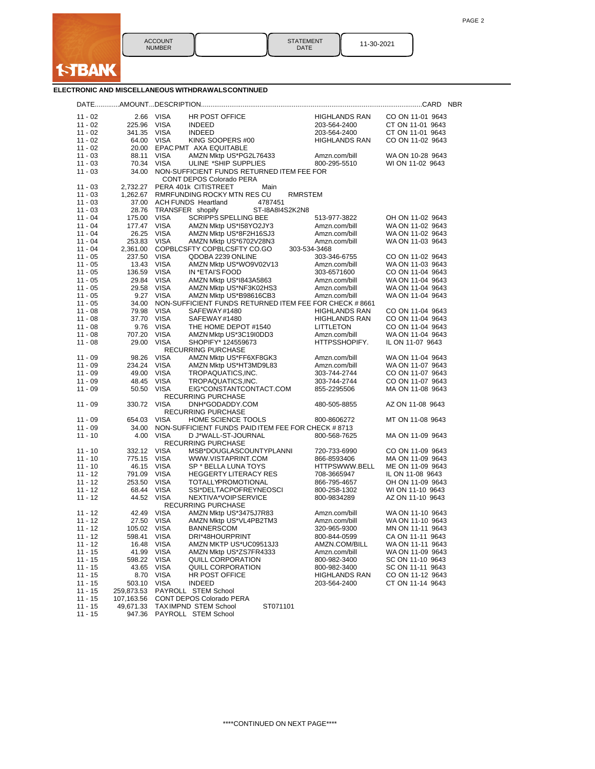1STBANK

| ACCOUNT NUMBER | | STATEMENT DATE | 11-30-2021 |
|---|---|---|---|

**ELECTRONIC AND MISCELLANEOUS WITHDRAWALS CONTINUED**

| DATE | AMOUNT | DESCRIPTION | | | CARD NBR |
|---|---|---|---|---|---|
| 11 - 02 | 2.66 | VISA HR POST OFFICE | HIGHLANDS RAN | CO ON 11-01 | 9643 |
| 11 - 02 | 225.96 | VISA INDEED | 203-564-2400 | CT ON 11-01 | 9643 |
| 11 - 02 | 341.35 | VISA INDEED | 203-564-2400 | CT ON 11-01 | 9643 |
| 11 - 02 | 64.00 | VISA KING SOOPERS #00 | HIGHLANDS RAN | CO ON 11-02 | 9643 |
| 11 - 02 | 20.00 | EPAC PMT AXA EQUITABLE | | | |
| 11 - 03 | 88.11 | VISA AMZN Mktp US*PG2L76433 | Amzn.com/bill | WA ON 10-28 | 9643 |
| 11 - 03 | 70.34 | VISA ULINE *SHIP SUPPLIES | 800-295-5510 | WI ON 11-02 | 9643 |
| 11 - 03 | 34.00 | NON-SUFFICIENT FUNDS RETURNED ITEM FEE FOR CONT DEPOS Colorado PERA | | | |
| 11 - 03 | 2,732.27 | PERA 401k CITISTREET Main | | | |
| 11 - 03 | 1,262.67 | RMRFUNDING ROCKY MTN RES CU RMRSTEM | | | |
| 11 - 03 | 37.00 | ACH FUNDS Heartland 4787451 | | | |
| 11 - 03 | 28.76 | TRANSFER shopify ST-I8A8I4S2K2N8 | | | |
| 11 - 04 | 175.00 | VISA SCRIPPS SPELLING BEE | 513-977-3822 | OH ON 11-02 | 9643 |
| 11 - 04 | 177.47 | VISA AMZN Mktp US*I58YO2JY3 | Amzn.com/bill | WA ON 11-02 | 9643 |
| 11 - 04 | 26.25 | VISA AMZN Mktp US*8F2H16SJ3 | Amzn.com/bill | WA ON 11-02 | 9643 |
| 11 - 04 | 253.83 | VISA AMZN Mktp US*6702V28N3 | Amzn.com/bill | WA ON 11-03 | 9643 |
| 11 - 04 | 2,361.00 | COPBLCSFTY COPBLCSFTY CO.GO 303-534-3468 | | | |
| 11 - 05 | 237.50 | VISA QDOBA 2239 ONLINE | 303-346-6755 | CO ON 11-02 | 9643 |
| 11 - 05 | 13.43 | VISA AMZN Mktp US*WO9V02V13 | Amzn.com/bill | WA ON 11-03 | 9643 |
| 11 - 05 | 136.59 | VISA IN *ETAI'S FOOD | 303-6571600 | CO ON 11-04 | 9643 |
| 11 - 05 | 29.84 | VISA AMZN Mktp US*I843A5863 | Amzn.com/bill | WA ON 11-04 | 9643 |
| 11 - 05 | 29.58 | VISA AMZN Mktp US*NF3K02HS3 | Amzn.com/bill | WA ON 11-04 | 9643 |
| 11 - 05 | 9.27 | VISA AMZN Mktp US*B98616CB3 | Amzn.com/bill | WA ON 11-04 | 9643 |
| 11 - 05 | 34.00 | NON-SUFFICIENT FUNDS RETURNED ITEM FEE FOR CHECK # 8661 | | | |
| 11 - 08 | 79.98 | VISA SAFEWAY #1480 | HIGHLANDS RAN | CO ON 11-04 | 9643 |
| 11 - 08 | 37.70 | VISA SAFEWAY #1480 | HIGHLANDS RAN | CO ON 11-04 | 9643 |
| 11 - 08 | 9.76 | VISA THE HOME DEPOT #1540 | LITTLETON | CO ON 11-04 | 9643 |
| 11 - 08 | 707.20 | VISA AMZN Mktp US*3C19I0DD3 | Amzn.com/bill | WA ON 11-04 | 9643 |
| 11 - 08 | 29.00 | VISA SHOPIFY* 124559673 RECURRING PURCHASE | HTTPSSHOPIFY. | IL ON 11-07 | 9643 |
| 11 - 09 | 98.26 | VISA AMZN Mktp US*FF6XF8GK3 | Amzn.com/bill | WA ON 11-04 | 9643 |
| 11 - 09 | 234.24 | VISA AMZN Mktp US*HT3MD9L83 | Amzn.com/bill | WA ON 11-07 | 9643 |
| 11 - 09 | 49.00 | VISA TROPAQUATICS,INC. | 303-744-2744 | CO ON 11-07 | 9643 |
| 11 - 09 | 48.45 | VISA TROPAQUATICS,INC. | 303-744-2744 | CO ON 11-07 | 9643 |
| 11 - 09 | 50.50 | VISA EIG*CONSTANTCONTACT.COM RECURRING PURCHASE | 855-2295506 | MA ON 11-08 | 9643 |
| 11 - 09 | 330.72 | VISA DNH*GODADDY.COM RECURRING PURCHASE | 480-505-8855 | AZ ON 11-08 | 9643 |
| 11 - 09 | 654.03 | VISA HOME SCIENCE TOOLS | 800-8606272 | MT ON 11-08 | 9643 |
| 11 - 09 | 34.00 | NON-SUFFICIENT FUNDS PAID ITEM FEE FOR CHECK # 8713 | | | |
| 11 - 10 | 4.00 | VISA D J*WALL-ST-JOURNAL RECURRING PURCHASE | 800-568-7625 | MA ON 11-09 | 9643 |
| 11 - 10 | 332.12 | VISA MSB*DOUGLASCOUNTYPLANNI | 720-733-6990 | CO ON 11-09 | 9643 |
| 11 - 10 | 775.15 | VISA WWW.VISTAPRINT.COM | 866-8593406 | MA ON 11-09 | 9643 |
| 11 - 10 | 46.15 | VISA SP * BELLA LUNA TOYS | HTTPSWWW.BELL | ME ON 11-09 | 9643 |
| 11 - 12 | 791.09 | VISA HEGGERTY LITERACY RES | 708-3665947 | IL ON 11-08 | 9643 |
| 11 - 12 | 253.50 | VISA TOTALLYPROMOTIONAL | 866-795-4657 | OH ON 11-09 | 9643 |
| 11 - 12 | 68.44 | VISA SSI*DELTACPOFREYNEOSCI | 800-258-1302 | WI ON 11-10 | 9643 |
| 11 - 12 | 44.52 | VISA NEXTIVA*VOIP SERVICE RECURRING PURCHASE | 800-9834289 | AZ ON 11-10 | 9643 |
| 11 - 12 | 42.49 | VISA AMZN Mktp US*3475J7R83 | Amzn.com/bill | WA ON 11-10 | 9643 |
| 11 - 12 | 27.50 | VISA AMZN Mktp US*VL4PB2TM3 | Amzn.com/bill | WA ON 11-10 | 9643 |
| 11 - 12 | 105.02 | VISA BANNERSCOM | 320-965-9300 | MN ON 11-11 | 9643 |
| 11 - 12 | 598.41 | VISA DRI*48HOURPRINT | 800-844-0599 | CA ON 11-11 | 9643 |
| 11 - 12 | 16.48 | VISA AMZN MKTP US*UC09513J3 | AMZN.COM/BILL | WA ON 11-11 | 9643 |
| 11 - 15 | 41.99 | VISA AMZN Mktp US*ZS7FR4333 | Amzn.com/bill | WA ON 11-09 | 9643 |
| 11 - 15 | 598.22 | VISA QUILL CORPORATION | 800-982-3400 | SC ON 11-10 | 9643 |
| 11 - 15 | 43.65 | VISA QUILL CORPORATION | 800-982-3400 | SC ON 11-11 | 9643 |
| 11 - 15 | 8.70 | VISA HR POST OFFICE | HIGHLANDS RAN | CO ON 11-12 | 9643 |
| 11 - 15 | 503.10 | VISA INDEED | 203-564-2400 | CT ON 11-14 | 9643 |
| 11 - 15 | 259,873.53 | PAYROLL STEM School | | | |
| 11 - 15 | 107,163.56 | CONT DEPOS Colorado PERA | | | |
| 11 - 15 | 49,671.33 | TAX IMPND STEM School ST071101 | | | |
| 11 - 15 | 947.36 | PAYROLL STEM School | | | |

****CONTINUED ON NEXT PAGE****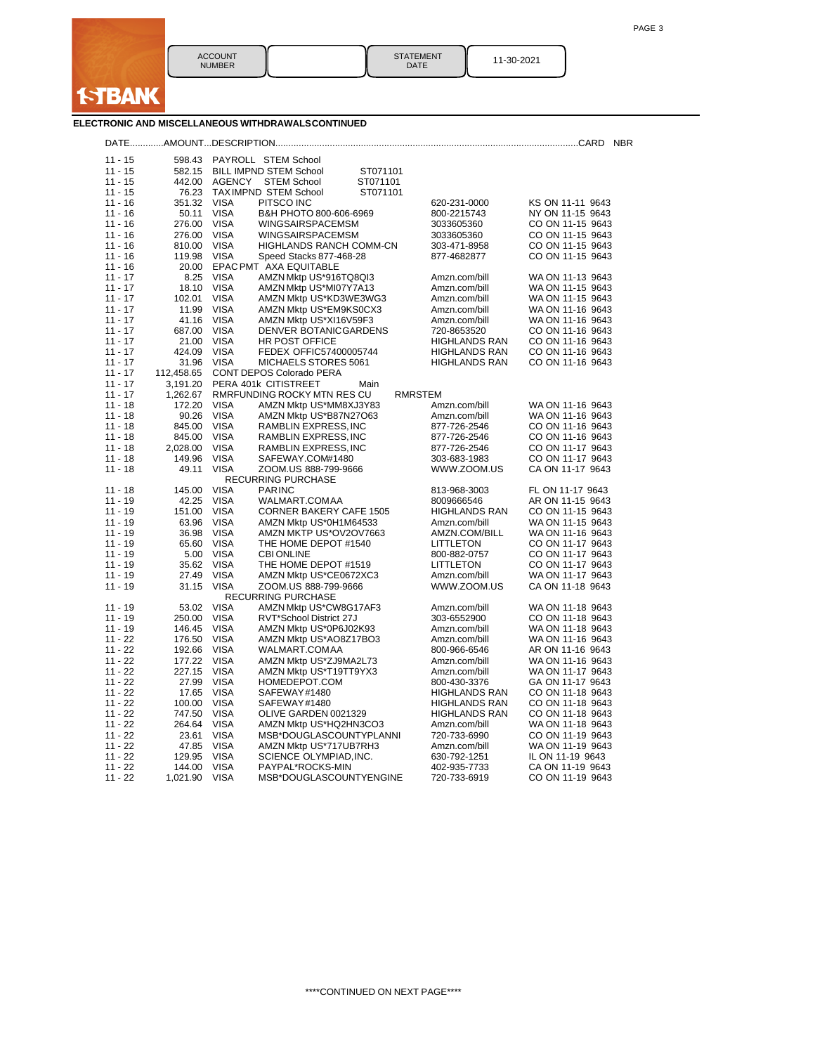1STBANK

| ACCOUNT NUMBER | | STATEMENT DATE | 11-30-2021 |
|---|---|---|---|

## ELECTRONIC AND MISCELLANEOUS WITHDRAWALS CONTINUED

| DATE | AMOUNT | DESCRIPTION | | | CARD NBR |
|---|---|---|---|---|---|
| 11 - 15 | 598.43 | PAYROLL STEM School | | | |
| 11 - 15 | 582.15 | BILL IMPND STEM School | ST071101 | | |
| 11 - 15 | 442.00 | AGENCY STEM School | ST071101 | | |
| 11 - 15 | 76.23 | TAX IMPND STEM School | ST071101 | | |
| 11 - 16 | 351.32 | VISA | PITSCO INC | 620-231-0000 | KS ON 11-11 9643 |
| 11 - 16 | 50.11 | VISA | B&H PHOTO 800-606-6969 | 800-2215743 | NY ON 11-15 9643 |
| 11 - 16 | 276.00 | VISA | WINGSAIRSPACEMSM | 3033605360 | CO ON 11-15 9643 |
| 11 - 16 | 276.00 | VISA | WINGSAIRSPACEMSM | 3033605360 | CO ON 11-15 9643 |
| 11 - 16 | 810.00 | VISA | HIGHLANDS RANCH COMM-CN | 303-471-8958 | CO ON 11-15 9643 |
| 11 - 16 | 119.98 | VISA | Speed Stacks 877-468-28 | 877-4682877 | CO ON 11-15 9643 |
| 11 - 16 | 20.00 | EPAC PMT AXA EQUITABLE | | | |
| 11 - 17 | 8.25 | VISA | AMZN Mktp US*916TQ8QI3 | Amzn.com/bill | WA ON 11-13 9643 |
| 11 - 17 | 18.10 | VISA | AMZN Mktp US*MI07Y7A13 | Amzn.com/bill | WA ON 11-15 9643 |
| 11 - 17 | 102.01 | VISA | AMZN Mktp US*KD3WE3WG3 | Amzn.com/bill | WA ON 11-15 9643 |
| 11 - 17 | 11.99 | VISA | AMZN Mktp US*EM9KS0CX3 | Amzn.com/bill | WA ON 11-16 9643 |
| 11 - 17 | 41.16 | VISA | AMZN Mktp US*XI16V59F3 | Amzn.com/bill | WA ON 11-16 9643 |
| 11 - 17 | 687.00 | VISA | DENVER BOTANIC GARDENS | 720-8653520 | CO ON 11-16 9643 |
| 11 - 17 | 21.00 | VISA | HR POST OFFICE | HIGHLANDS RAN | CO ON 11-16 9643 |
| 11 - 17 | 424.09 | VISA | FEDEX OFFIC57400005744 | HIGHLANDS RAN | CO ON 11-16 9643 |
| 11 - 17 | 31.96 | VISA | MICHAELS STORES 5061 | HIGHLANDS RAN | CO ON 11-16 9643 |
| 11 - 17 | 112,458.65 | CONT DEPOS Colorado PERA | | | |
| 11 - 17 | 3,191.20 | PERA 401k CITISTREET | Main | | |
| 11 - 17 | 1,262.67 | RMRFUNDING ROCKY MTN RES CU | RMRSTEM | | |
| 11 - 18 | 172.20 | VISA | AMZN Mktp US*MM8XJ3Y83 | Amzn.com/bill | WA ON 11-16 9643 |
| 11 - 18 | 90.26 | VISA | AMZN Mktp US*B87N27O63 | Amzn.com/bill | WA ON 11-16 9643 |
| 11 - 18 | 845.00 | VISA | RAMBLIN EXPRESS, INC | 877-726-2546 | CO ON 11-16 9643 |
| 11 - 18 | 845.00 | VISA | RAMBLIN EXPRESS, INC | 877-726-2546 | CO ON 11-16 9643 |
| 11 - 18 | 2,028.00 | VISA | RAMBLIN EXPRESS, INC | 877-726-2546 | CO ON 11-17 9643 |
| 11 - 18 | 149.96 | VISA | SAFEWAY.COM#1480 | 303-683-1983 | CO ON 11-17 9643 |
| 11 - 18 | 49.11 | VISA | ZOOM.US 888-799-9666 RECURRING PURCHASE | WWW.ZOOM.US | CA ON 11-17 9643 |
| 11 - 18 | 145.00 | VISA | PARINC | 813-968-3003 | FL ON 11-17 9643 |
| 11 - 19 | 42.25 | VISA | WALMART.COM AA | 8009666546 | AR ON 11-15 9643 |
| 11 - 19 | 151.00 | VISA | CORNER BAKERY CAFE 1505 | HIGHLANDS RAN | CO ON 11-15 9643 |
| 11 - 19 | 63.96 | VISA | AMZN Mktp US*0H1M64533 | Amzn.com/bill | WA ON 11-15 9643 |
| 11 - 19 | 36.98 | VISA | AMZN MKTP US*OV2OV7663 | AMZN.COM/BILL | WA ON 11-16 9643 |
| 11 - 19 | 65.60 | VISA | THE HOME DEPOT #1540 | LITTLETON | CO ON 11-17 9643 |
| 11 - 19 | 5.00 | VISA | CBI ONLINE | 800-882-0757 | CO ON 11-17 9643 |
| 11 - 19 | 35.62 | VISA | THE HOME DEPOT #1519 | LITTLETON | CO ON 11-17 9643 |
| 11 - 19 | 27.49 | VISA | AMZN Mktp US*CE0672XC3 | Amzn.com/bill | WA ON 11-17 9643 |
| 11 - 19 | 31.15 | VISA | ZOOM.US 888-799-9666 RECURRING PURCHASE | WWW.ZOOM.US | CA ON 11-18 9643 |
| 11 - 19 | 53.02 | VISA | AMZN Mktp US*CW8G17AF3 | Amzn.com/bill | WA ON 11-18 9643 |
| 11 - 19 | 250.00 | VISA | RVT*School District 27J | 303-6552900 | CO ON 11-18 9643 |
| 11 - 19 | 146.45 | VISA | AMZN Mktp US*0P6J02K93 | Amzn.com/bill | WA ON 11-18 9643 |
| 11 - 22 | 176.50 | VISA | AMZN Mktp US*AO8Z17BO3 | Amzn.com/bill | WA ON 11-16 9643 |
| 11 - 22 | 192.66 | VISA | WALMART.COM AA | 800-966-6546 | AR ON 11-16 9643 |
| 11 - 22 | 177.22 | VISA | AMZN Mktp US*ZJ9MA2L73 | Amzn.com/bill | WA ON 11-16 9643 |
| 11 - 22 | 227.15 | VISA | AMZN Mktp US*T19TT9YX3 | Amzn.com/bill | WA ON 11-17 9643 |
| 11 - 22 | 27.99 | VISA | HOMEDEPOT.COM | 800-430-3376 | GA ON 11-17 9643 |
| 11 - 22 | 17.65 | VISA | SAFEWAY #1480 | HIGHLANDS RAN | CO ON 11-18 9643 |
| 11 - 22 | 100.00 | VISA | SAFEWAY #1480 | HIGHLANDS RAN | CO ON 11-18 9643 |
| 11 - 22 | 747.50 | VISA | OLIVE GARDEN 0021329 | HIGHLANDS RAN | CO ON 11-18 9643 |
| 11 - 22 | 264.64 | VISA | AMZN Mktp US*HQ2HN3CO3 | Amzn.com/bill | WA ON 11-18 9643 |
| 11 - 22 | 23.61 | VISA | MSB*DOUGLASCOUNTYPLANNI | 720-733-6990 | CO ON 11-19 9643 |
| 11 - 22 | 47.85 | VISA | AMZN Mktp US*717UB7RH3 | Amzn.com/bill | WA ON 11-19 9643 |
| 11 - 22 | 129.95 | VISA | SCIENCE OLYMPIAD, INC. | 630-792-1251 | IL ON 11-19 9643 |
| 11 - 22 | 144.00 | VISA | PAYPAL*ROCKS-MIN | 402-935-7733 | CA ON 11-19 9643 |
| 11 - 22 | 1,021.90 | VISA | MSB*DOUGLASCOUNTYENGINE | 720-733-6919 | CO ON 11-19 9643 |

****CONTINUED ON NEXT PAGE****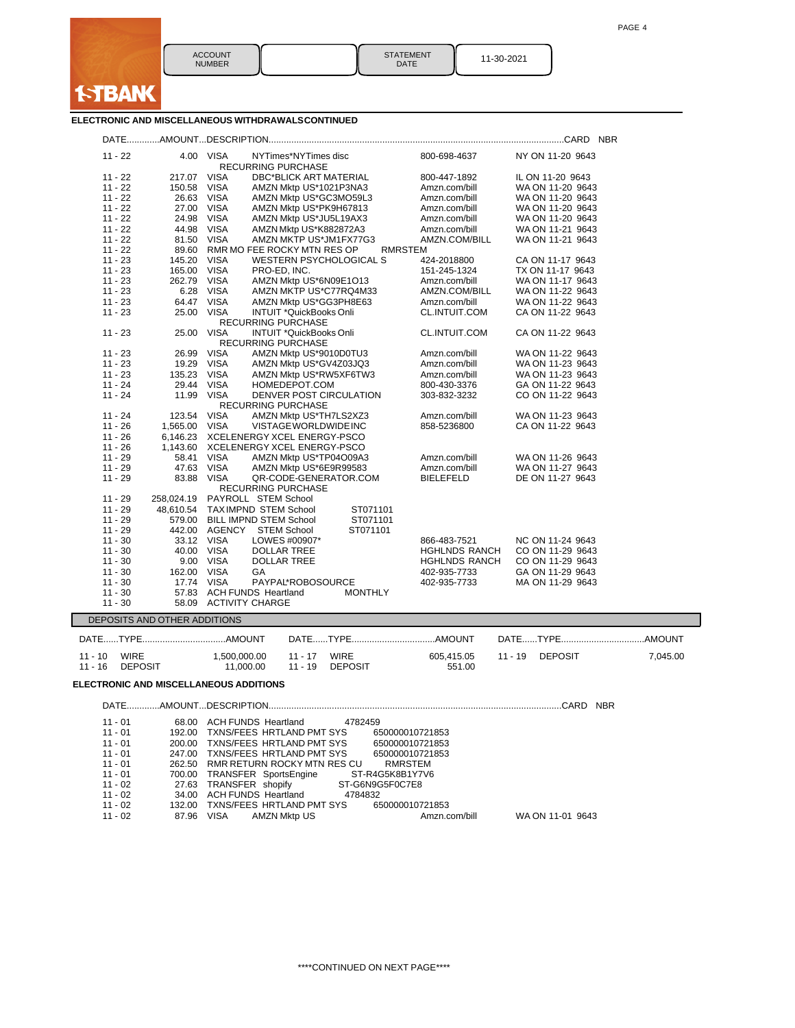1STBANK

| ACCOUNT NUMBER | | STATEMENT DATE | 11-30-2021 |
|---|---|---|---|

## ELECTRONIC AND MISCELLANEOUS WITHDRAWALS CONTINUED

| DATE | AMOUNT | DESCRIPTION | | | CARD NBR |
|---|---|---|---|---|---|
| 11 - 22 | 4.00 | VISA | NYTimes*NYTimes disc RECURRING PURCHASE | 800-698-4637 | NY ON 11-20 9643 |
| 11 - 22 | 217.07 | VISA | DBC*BLICK ART MATERIAL | 800-447-1892 | IL ON 11-20 9643 |
| 11 - 22 | 150.58 | VISA | AMZN Mktp US*1021P3NA3 | Amzn.com/bill | WA ON 11-20 9643 |
| 11 - 22 | 26.63 | VISA | AMZN Mktp US*GC3MO59L3 | Amzn.com/bill | WA ON 11-20 9643 |
| 11 - 22 | 27.00 | VISA | AMZN Mktp US*PK9H67813 | Amzn.com/bill | WA ON 11-20 9643 |
| 11 - 22 | 24.98 | VISA | AMZN Mktp US*JU5L19AX3 | Amzn.com/bill | WA ON 11-20 9643 |
| 11 - 22 | 44.98 | VISA | AMZN Mktp US*K882872A3 | Amzn.com/bill | WA ON 11-21 9643 |
| 11 - 22 | 81.50 | VISA | AMZN MKTP US*JM1FX77G3 | AMZN.COM/BILL | WA ON 11-21 9643 |
| 11 - 22 | 89.60 | RMR MO FEE ROCKY MTN RES OP | | RMRSTEM | |
| 11 - 23 | 145.20 | VISA | WESTERN PSYCHOLOGICAL S | 424-2018800 | CA ON 11-17 9643 |
| 11 - 23 | 165.00 | VISA | PRO-ED, INC. | 151-245-1324 | TX ON 11-17 9643 |
| 11 - 23 | 262.79 | VISA | AMZN Mktp US*6N09E1O13 | Amzn.com/bill | WA ON 11-17 9643 |
| 11 - 23 | 6.28 | VISA | AMZN MKTP US*C77RQ4M33 | AMZN.COM/BILL | WA ON 11-22 9643 |
| 11 - 23 | 64.47 | VISA | AMZN Mktp US*GG3PH8E63 | Amzn.com/bill | WA ON 11-22 9643 |
| 11 - 23 | 25.00 | VISA | INTUIT *QuickBooks Onli RECURRING PURCHASE | CL.INTUIT.COM | CA ON 11-22 9643 |
| 11 - 23 | 25.00 | VISA | INTUIT *QuickBooks Onli RECURRING PURCHASE | CL.INTUIT.COM | CA ON 11-22 9643 |
| 11 - 23 | 26.99 | VISA | AMZN Mktp US*9010D0TU3 | Amzn.com/bill | WA ON 11-22 9643 |
| 11 - 23 | 19.29 | VISA | AMZN Mktp US*GV4Z03JQ3 | Amzn.com/bill | WA ON 11-23 9643 |
| 11 - 23 | 135.23 | VISA | AMZN Mktp US*RW5XF6TW3 | Amzn.com/bill | WA ON 11-23 9643 |
| 11 - 24 | 29.44 | VISA | HOMEDEPOT.COM | 800-430-3376 | GA ON 11-22 9643 |
| 11 - 24 | 11.99 | VISA | DENVER POST CIRCULATION RECURRING PURCHASE | 303-832-3232 | CO ON 11-22 9643 |
| 11 - 24 | 123.54 | VISA | AMZN Mktp US*TH7LS2XZ3 | Amzn.com/bill | WA ON 11-23 9643 |
| 11 - 26 | 1,565.00 | VISA | VISTAGE WORLDWIDE INC | 858-5236800 | CA ON 11-22 9643 |
| 11 - 26 | 6,146.23 | XCELENERGY XCEL ENERGY-PSCO | | | |
| 11 - 26 | 1,143.60 | XCELENERGY XCEL ENERGY-PSCO | | | |
| 11 - 29 | 58.41 | VISA | AMZN Mktp US*TP04O09A3 | Amzn.com/bill | WA ON 11-26 9643 |
| 11 - 29 | 47.63 | VISA | AMZN Mktp US*6E9R99583 | Amzn.com/bill | WA ON 11-27 9643 |
| 11 - 29 | 83.88 | VISA | QR-CODE-GENERATOR.COM RECURRING PURCHASE | BIELEFELD | DE ON 11-27 9643 |
| 11 - 29 | 258,024.19 | PAYROLL STEM School | | | |
| 11 - 29 | 48,610.54 | TAX IMPND STEM School | ST071101 | | |
| 11 - 29 | 579.00 | BILL IMPND STEM School | ST071101 | | |
| 11 - 29 | 442.00 | AGENCY STEM School | ST071101 | | |
| 11 - 30 | 33.12 | VISA | LOWES #00907* | 866-483-7521 | NC ON 11-24 9643 |
| 11 - 30 | 40.00 | VISA | DOLLAR TREE | HGHLNDS RANCH | CO ON 11-29 9643 |
| 11 - 30 | 9.00 | VISA | DOLLAR TREE | HGHLNDS RANCH | CO ON 11-29 9643 |
| 11 - 30 | 162.00 | VISA | GA | 402-935-7733 | GA ON 11-29 9643 |
| 11 - 30 | 17.74 | VISA | PAYPAL*ROBOSOURCE | 402-935-7733 | MA ON 11-29 9643 |
| 11 - 30 | 57.83 | ACH FUNDS Heartland | MONTHLY | | |
| 11 - 30 | 58.09 | ACTIVITY CHARGE | | | |

## DEPOSITS AND OTHER ADDITIONS

| DATE | TYPE | AMOUNT | DATE | TYPE | AMOUNT | DATE | TYPE | AMOUNT |
|---|---|---|---|---|---|---|---|---|
| 11 - 10 | WIRE | 1,500,000.00 | 11 - 17 | WIRE | 605,415.05 | 11 - 19 | DEPOSIT | 7,045.00 |
| 11 - 16 | DEPOSIT | 11,000.00 | 11 - 19 | DEPOSIT | 551.00 | | | |

## ELECTRONIC AND MISCELLANEOUS ADDITIONS

| DATE | AMOUNT | DESCRIPTION | | | CARD NBR |
|---|---|---|---|---|---|
| 11 - 01 | 68.00 | ACH FUNDS Heartland | 4782459 | | |
| 11 - 01 | 192.00 | TXNS/FEES HRTLAND PMT SYS | 650000010721853 | | |
| 11 - 01 | 200.00 | TXNS/FEES HRTLAND PMT SYS | 650000010721853 | | |
| 11 - 01 | 247.00 | TXNS/FEES HRTLAND PMT SYS | 650000010721853 | | |
| 11 - 01 | 262.50 | RMR RETURN ROCKY MTN RES CU | RMRSTEM | | |
| 11 - 01 | 700.00 | TRANSFER SportsEngine | ST-R4G5K8B1Y7V6 | | |
| 11 - 02 | 27.63 | TRANSFER shopify | ST-G6N9G5F0C7E8 | | |
| 11 - 02 | 34.00 | ACH FUNDS Heartland | 4784832 | | |
| 11 - 02 | 132.00 | TXNS/FEES HRTLAND PMT SYS | 650000010721853 | | |
| 11 - 02 | 87.96 | VISA AMZN Mktp US | | Amzn.com/bill | WA ON 11-01 9643 |

****CONTINUED ON NEXT PAGE****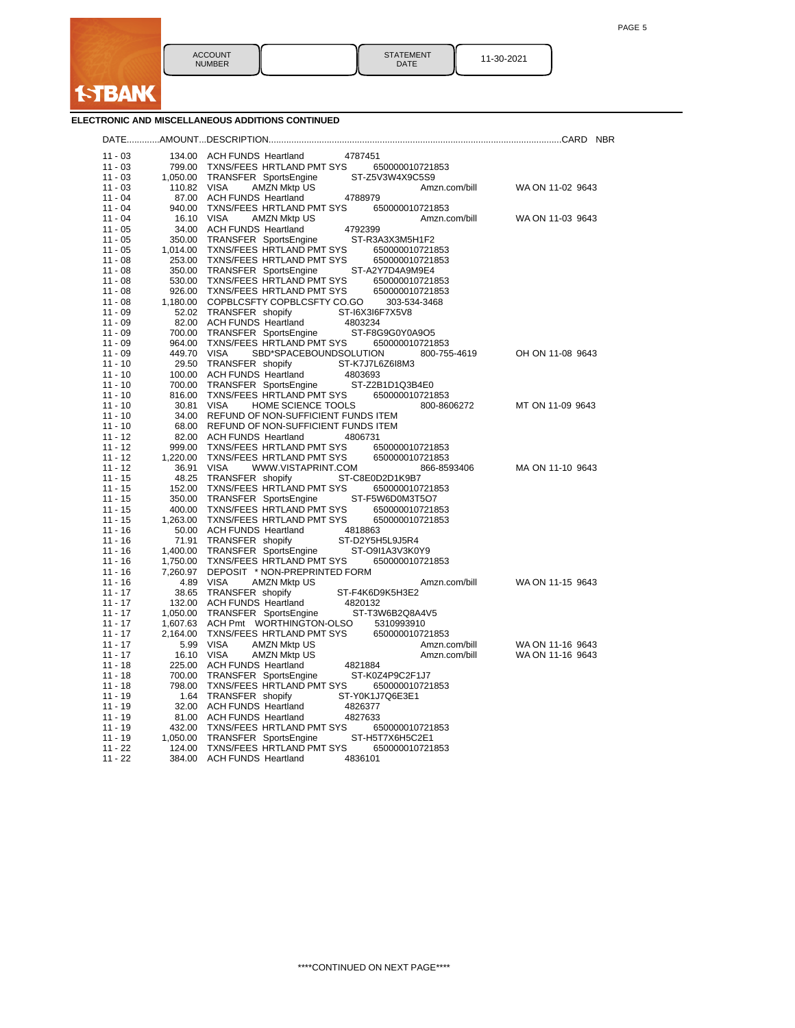1STBANK

| ACCOUNT NUMBER | | STATEMENT DATE | 11-30-2021 |
|---|---|---|---|

**ELECTRONIC AND MISCELLANEOUS ADDITIONS CONTINUED**

| DATE | AMOUNT | DESCRIPTION | | CARD NBR |
|---|---|---|---|---|
| 11 - 03 | 134.00 | ACH FUNDS Heartland 4787451 | | |
| 11 - 03 | 799.00 | TXNS/FEES HRTLAND PMT SYS 650000010721853 | | |
| 11 - 03 | 1,050.00 | TRANSFER SportsEngine ST-Z5V3W4X9C5S9 | | |
| 11 - 03 | 110.82 | VISA AMZN Mktp US | Amzn.com/bill | WA ON 11-02 9643 |
| 11 - 04 | 87.00 | ACH FUNDS Heartland 4788979 | | |
| 11 - 04 | 940.00 | TXNS/FEES HRTLAND PMT SYS 650000010721853 | | |
| 11 - 04 | 16.10 | VISA AMZN Mktp US | Amzn.com/bill | WA ON 11-03 9643 |
| 11 - 05 | 34.00 | ACH FUNDS Heartland 4792399 | | |
| 11 - 05 | 350.00 | TRANSFER SportsEngine ST-R3A3X3M5H1F2 | | |
| 11 - 05 | 1,014.00 | TXNS/FEES HRTLAND PMT SYS 650000010721853 | | |
| 11 - 08 | 253.00 | TXNS/FEES HRTLAND PMT SYS 650000010721853 | | |
| 11 - 08 | 350.00 | TRANSFER SportsEngine ST-A2Y7D4A9M9E4 | | |
| 11 - 08 | 530.00 | TXNS/FEES HRTLAND PMT SYS 650000010721853 | | |
| 11 - 08 | 926.00 | TXNS/FEES HRTLAND PMT SYS 650000010721853 | | |
| 11 - 08 | 1,180.00 | COPBLCSFTY COPBLCSFTY CO.GO 303-534-3468 | | |
| 11 - 09 | 52.02 | TRANSFER shopify ST-I6X3I6F7X5V8 | | |
| 11 - 09 | 82.00 | ACH FUNDS Heartland 4803234 | | |
| 11 - 09 | 700.00 | TRANSFER SportsEngine ST-F8G9G0Y0A9O5 | | |
| 11 - 09 | 964.00 | TXNS/FEES HRTLAND PMT SYS 650000010721853 | | |
| 11 - 09 | 449.70 | VISA SBD*SPACEBOUNDSOLUTION | 800-755-4619 | OH ON 11-08 9643 |
| 11 - 10 | 29.50 | TRANSFER shopify ST-K7J7L6Z6I8M3 | | |
| 11 - 10 | 100.00 | ACH FUNDS Heartland 4803693 | | |
| 11 - 10 | 700.00 | TRANSFER SportsEngine ST-Z2B1D1Q3B4E0 | | |
| 11 - 10 | 816.00 | TXNS/FEES HRTLAND PMT SYS 650000010721853 | | |
| 11 - 10 | 30.81 | VISA HOME SCIENCE TOOLS | 800-8606272 | MT ON 11-09 9643 |
| 11 - 10 | 34.00 | REFUND OF NON-SUFFICIENT FUNDS ITEM | | |
| 11 - 10 | 68.00 | REFUND OF NON-SUFFICIENT FUNDS ITEM | | |
| 11 - 12 | 82.00 | ACH FUNDS Heartland 4806731 | | |
| 11 - 12 | 999.00 | TXNS/FEES HRTLAND PMT SYS 650000010721853 | | |
| 11 - 12 | 1,220.00 | TXNS/FEES HRTLAND PMT SYS 650000010721853 | | |
| 11 - 12 | 36.91 | VISA WWW.VISTAPRINT.COM | 866-8593406 | MA ON 11-10 9643 |
| 11 - 15 | 48.25 | TRANSFER shopify ST-C8E0D2D1K9B7 | | |
| 11 - 15 | 152.00 | TXNS/FEES HRTLAND PMT SYS 650000010721853 | | |
| 11 - 15 | 350.00 | TRANSFER SportsEngine ST-F5W6D0M3T5O7 | | |
| 11 - 15 | 400.00 | TXNS/FEES HRTLAND PMT SYS 650000010721853 | | |
| 11 - 15 | 1,263.00 | TXNS/FEES HRTLAND PMT SYS 650000010721853 | | |
| 11 - 16 | 50.00 | ACH FUNDS Heartland 4818863 | | |
| 11 - 16 | 71.91 | TRANSFER shopify ST-D2Y5H5L9J5R4 | | |
| 11 - 16 | 1,400.00 | TRANSFER SportsEngine ST-O9I1A3V3K0Y9 | | |
| 11 - 16 | 1,750.00 | TXNS/FEES HRTLAND PMT SYS 650000010721853 | | |
| 11 - 16 | 7,260.97 | DEPOSIT * NON-PREPRINTED FORM | | |
| 11 - 16 | 4.89 | VISA AMZN Mktp US | Amzn.com/bill | WA ON 11-15 9643 |
| 11 - 17 | 38.65 | TRANSFER shopify ST-F4K6D9K5H3E2 | | |
| 11 - 17 | 132.00 | ACH FUNDS Heartland 4820132 | | |
| 11 - 17 | 1,050.00 | TRANSFER SportsEngine ST-T3W6B2Q8A4V5 | | |
| 11 - 17 | 1,607.63 | ACH Pmt WORTHINGTON-OLSO 5310993910 | | |
| 11 - 17 | 2,164.00 | TXNS/FEES HRTLAND PMT SYS 650000010721853 | | |
| 11 - 17 | 5.99 | VISA AMZN Mktp US | Amzn.com/bill | WA ON 11-16 9643 |
| 11 - 17 | 16.10 | VISA AMZN Mktp US | Amzn.com/bill | WA ON 11-16 9643 |
| 11 - 18 | 225.00 | ACH FUNDS Heartland 4821884 | | |
| 11 - 18 | 700.00 | TRANSFER SportsEngine ST-K0Z4P9C2F1J7 | | |
| 11 - 18 | 798.00 | TXNS/FEES HRTLAND PMT SYS 650000010721853 | | |
| 11 - 19 | 1.64 | TRANSFER shopify ST-Y0K1J7Q6E3E1 | | |
| 11 - 19 | 32.00 | ACH FUNDS Heartland 4826377 | | |
| 11 - 19 | 81.00 | ACH FUNDS Heartland 4827633 | | |
| 11 - 19 | 432.00 | TXNS/FEES HRTLAND PMT SYS 650000010721853 | | |
| 11 - 19 | 1,050.00 | TRANSFER SportsEngine ST-H5T7X6H5C2E1 | | |
| 11 - 22 | 124.00 | TXNS/FEES HRTLAND PMT SYS 650000010721853 | | |
| 11 - 22 | 384.00 | ACH FUNDS Heartland 4836101 | | |

****CONTINUED ON NEXT PAGE****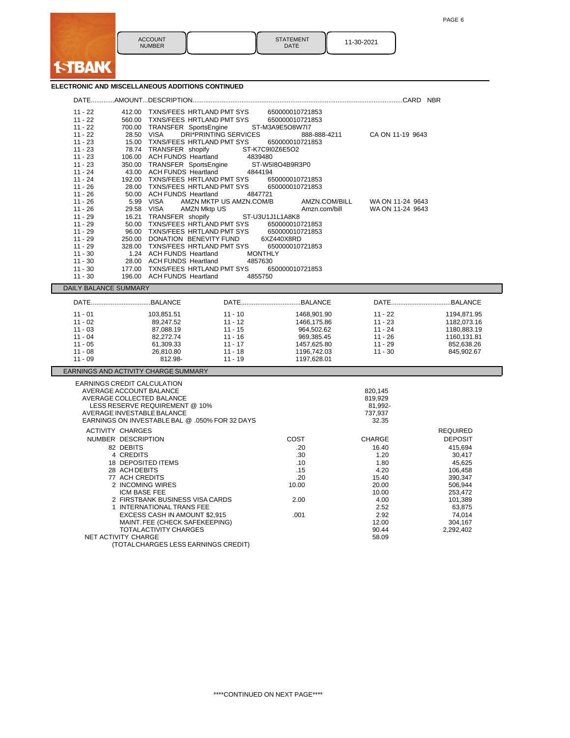1STBANK

| ACCOUNT NUMBER | | STATEMENT DATE | 11-30-2021 |
|---|---|---|---|

## ELECTRONIC AND MISCELLANEOUS ADDITIONS CONTINUED

| DATE | AMOUNT | DESCRIPTION | | | CARD NBR |
|---|---|---|---|---|---|
| 11 - 22 | 412.00 | TXNS/FEES HRTLAND PMT SYS | 650000010721853 | | |
| 11 - 22 | 560.00 | TXNS/FEES HRTLAND PMT SYS | 650000010721853 | | |
| 11 - 22 | 700.00 | TRANSFER SportsEngine | ST-M3A9E5O8W7I7 | | |
| 11 - 22 | 28.50 | VISA DRI*PRINTING SERVICES | | 888-888-4211 | CA ON 11-19 9643 |
| 11 - 23 | 15.00 | TXNS/FEES HRTLAND PMT SYS | 650000010721853 | | |
| 11 - 23 | 78.74 | TRANSFER shopify | ST-K7C9I0Z6E5O2 | | |
| 11 - 23 | 106.00 | ACH FUNDS Heartland | 4839480 | | |
| 11 - 23 | 350.00 | TRANSFER SportsEngine | ST-W5I8O4B9R3P0 | | |
| 11 - 24 | 43.00 | ACH FUNDS Heartland | 4844194 | | |
| 11 - 24 | 192.00 | TXNS/FEES HRTLAND PMT SYS | 650000010721853 | | |
| 11 - 26 | 28.00 | TXNS/FEES HRTLAND PMT SYS | 650000010721853 | | |
| 11 - 26 | 50.00 | ACH FUNDS Heartland | 4847721 | | |
| 11 - 26 | 5.99 | VISA AMZN MKTP US AMZN.COM/B | | AMZN.COM/BILL | WA ON 11-24 9643 |
| 11 - 26 | 29.58 | VISA AMZN Mktp US | | Amzn.com/bill | WA ON 11-24 9643 |
| 11 - 29 | 16.21 | TRANSFER shopify | ST-U3U1J1L1A8K8 | | |
| 11 - 29 | 50.00 | TXNS/FEES HRTLAND PMT SYS | 650000010721853 | | |
| 11 - 29 | 96.00 | TXNS/FEES HRTLAND PMT SYS | 650000010721853 | | |
| 11 - 29 | 250.00 | DONATION BENEVITY FUND | 6XZ440X8RD | | |
| 11 - 29 | 328.00 | TXNS/FEES HRTLAND PMT SYS | 650000010721853 | | |
| 11 - 30 | 1.24 | ACH FUNDS Heartland | MONTHLY | | |
| 11 - 30 | 28.00 | ACH FUNDS Heartland | 4857630 | | |
| 11 - 30 | 177.00 | TXNS/FEES HRTLAND PMT SYS | 650000010721853 | | |
| 11 - 30 | 196.00 | ACH FUNDS Heartland | 4855750 | | |

## DAILY BALANCE SUMMARY

| DATE | BALANCE | DATE | BALANCE | DATE | BALANCE |
|---|---|---|---|---|---|
| 11 - 01 | 103,851.51 | 11 - 10 | 1468,901.90 | 11 - 22 | 1194,871.95 |
| 11 - 02 | 89,247.52 | 11 - 12 | 1466,175.86 | 11 - 23 | 1182,073.16 |
| 11 - 03 | 87,088.19 | 11 - 15 | 964,502.62 | 11 - 24 | 1180,883.19 |
| 11 - 04 | 82,272.74 | 11 - 16 | 969,385.45 | 11 - 26 | 1160,131.81 |
| 11 - 05 | 61,309.33 | 11 - 17 | 1457,625.80 | 11 - 29 | 852,638.26 |
| 11 - 08 | 26,810.80 | 11 - 18 | 1196,742.03 | 11 - 30 | 845,902.67 |
| 11 - 09 | 812.98- | 11 - 19 | 1197,628.01 | | |

## EARNINGS AND ACTIVITY CHARGE SUMMARY

EARNINGS CREDIT CALCULATION

| | |
|---|---|
| AVERAGE ACCOUNT BALANCE | 820,145 |
| AVERAGE COLLECTED BALANCE | 819,929 |
| LESS RESERVE REQUIREMENT @ 10% | 81,992- |
| AVERAGE INVESTABLE BALANCE | 737,937 |
| EARNINGS ON INVESTABLE BAL @ .050% FOR 32 DAYS | 32.35 |

ACTIVITY CHARGES

| NUMBER | DESCRIPTION | COST | CHARGE | REQUIRED DEPOSIT |
|---|---|---|---|---|
| 82 | DEBITS | .20 | 16.40 | 415,694 |
| 4 | CREDITS | .30 | 1.20 | 30,417 |
| 18 | DEPOSITED ITEMS | .10 | 1.80 | 45,625 |
| 28 | ACH DEBITS | .15 | 4.20 | 106,458 |
| 77 | ACH CREDITS | .20 | 15.40 | 390,347 |
| 2 | INCOMING WIRES | 10.00 | 20.00 | 506,944 |
| | ICM BASE FEE | | 10.00 | 253,472 |
| 2 | FIRSTBANK BUSINESS VISA CARDS | 2.00 | 4.00 | 101,389 |
| 1 | INTERNATIONAL TRANS FEE | | 2.52 | 63,875 |
| | EXCESS CASH IN AMOUNT $2,915 | .001 | 2.92 | 74,014 |
| | MAINT. FEE (CHECK SAFEKEEPING) | | 12.00 | 304,167 |
| | TOTAL ACTIVITY CHARGES | | 90.44 | 2,292,402 |

NET ACTIVITY CHARGE: 58.09

(TOTAL CHARGES LESS EARNINGS CREDIT)

****CONTINUED ON NEXT PAGE****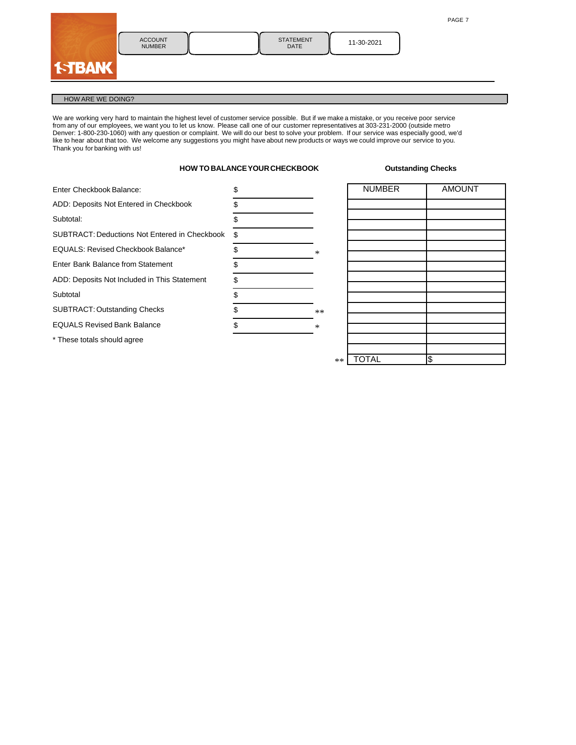1STBANK

| ACCOUNT NUMBER | | STATEMENT DATE | 11-30-2021 |
|---|---|---|---|

## HOW ARE WE DOING?

We are working very hard to maintain the highest level of customer service possible. But if we make a mistake, or you receive poor service from any of our employees, we want you to let us know. Please call one of our customer representatives at 303-231-2000 (outside metro Denver: 1-800-230-1060) with any question or complaint. We will do our best to solve your problem. If our service was especially good, we'd like to hear about that too. We welcome any suggestions you might have about new products or ways we could improve our service to you. Thank you for banking with us!

### HOW TO BALANCE YOUR CHECKBOOK

| | | |
|---|---|---|
| Enter Checkbook Balance: | $ | |
| ADD: Deposits Not Entered in Checkbook | $ | |
| Subtotal: | $ | |
| SUBTRACT: Deductions Not Entered in Checkbook | $ | |
| EQUALS: Revised Checkbook Balance* | $ | * |
| Enter Bank Balance from Statement | $ | |
| ADD: Deposits Not Included in This Statement | $ | |
| Subtotal | $ | |
| SUBTRACT: Outstanding Checks | $ | ** |
| EQUALS Revised Bank Balance | $ | * |

* These totals should agree

### Outstanding Checks

| NUMBER | AMOUNT |
|---|---|
| | |
| | |
| | |
| | |
| | |
| | |
| | |
| | |
| | |
| | |
| | |
| | |
| | |
| | |
| | |
| ** TOTAL | $ |